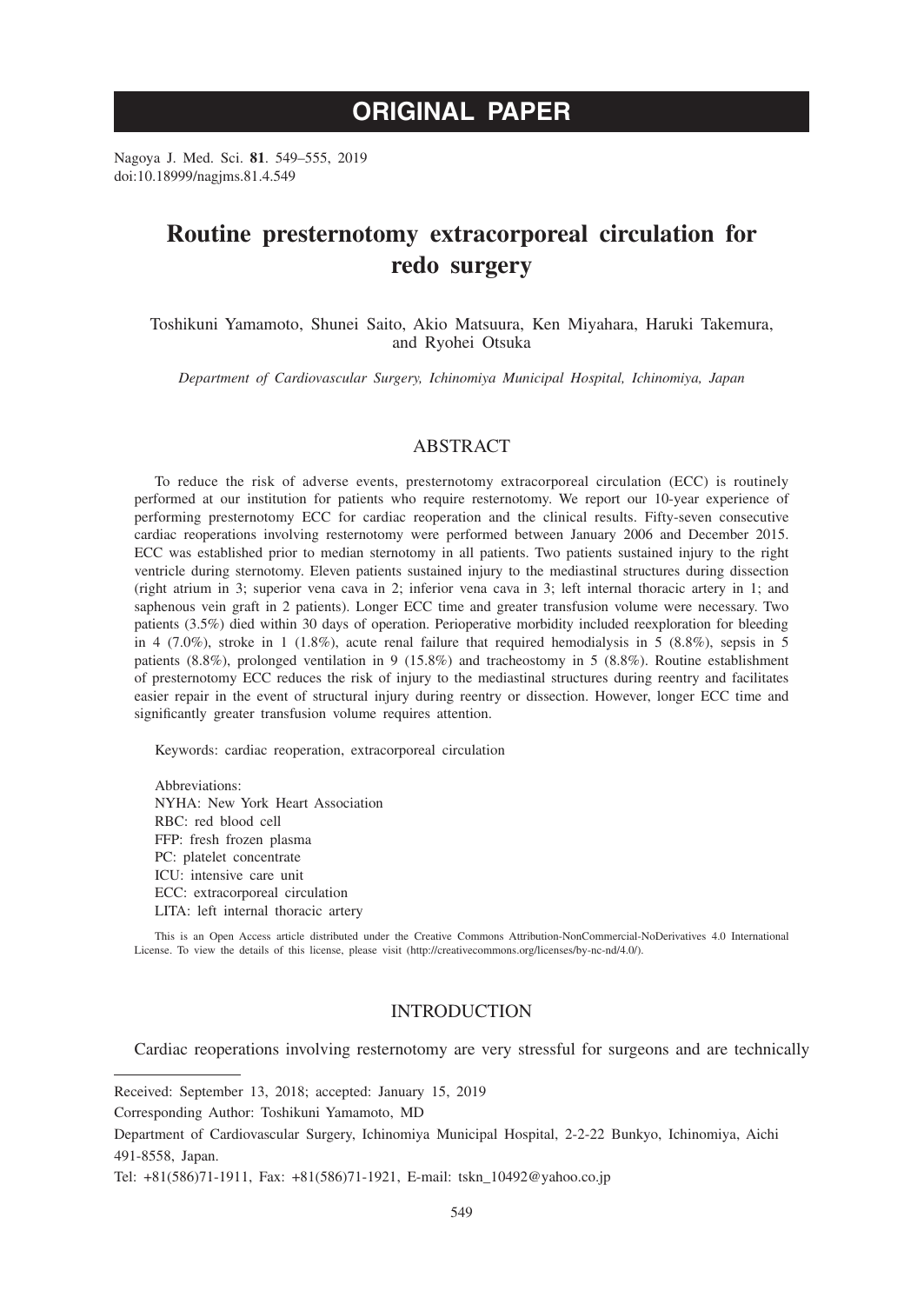# ORIGINAL PAPER

Nagoya J. Med. Sci. **81**. 549–555, 2019
doi:10.18999/nagjms.81.4.549

# Routine presternotomy extracorporeal circulation for redo surgery

Toshikuni Yamamoto, Shunei Saito, Akio Matsuura, Ken Miyahara, Haruki Takemura, and Ryohei Otsuka

*Department of Cardiovascular Surgery, Ichinomiya Municipal Hospital, Ichinomiya, Japan*

## ABSTRACT

To reduce the risk of adverse events, presternotomy extracorporeal circulation (ECC) is routinely performed at our institution for patients who require resternotomy. We report our 10-year experience of performing presternotomy ECC for cardiac reoperation and the clinical results. Fifty-seven consecutive cardiac reoperations involving resternotomy were performed between January 2006 and December 2015. ECC was established prior to median sternotomy in all patients. Two patients sustained injury to the right ventricle during sternotomy. Eleven patients sustained injury to the mediastinal structures during dissection (right atrium in 3; superior vena cava in 2; inferior vena cava in 3; left internal thoracic artery in 1; and saphenous vein graft in 2 patients). Longer ECC time and greater transfusion volume were necessary. Two patients (3.5%) died within 30 days of operation. Perioperative morbidity included reexploration for bleeding in 4 (7.0%), stroke in 1 (1.8%), acute renal failure that required hemodialysis in 5 (8.8%), sepsis in 5 patients (8.8%), prolonged ventilation in 9 (15.8%) and tracheostomy in 5 (8.8%). Routine establishment of presternotomy ECC reduces the risk of injury to the mediastinal structures during reentry and facilitates easier repair in the event of structural injury during reentry or dissection. However, longer ECC time and significantly greater transfusion volume requires attention.

Keywords: cardiac reoperation, extracorporeal circulation

Abbreviations:
NYHA: New York Heart Association
RBC: red blood cell
FFP: fresh frozen plasma
PC: platelet concentrate
ICU: intensive care unit
ECC: extracorporeal circulation
LITA: left internal thoracic artery

This is an Open Access article distributed under the Creative Commons Attribution-NonCommercial-NoDerivatives 4.0 International License. To view the details of this license, please visit (http://creativecommons.org/licenses/by-nc-nd/4.0/).

## INTRODUCTION

Cardiac reoperations involving resternotomy are very stressful for surgeons and are technically

---

Received: September 13, 2018; accepted: January 15, 2019

Corresponding Author: Toshikuni Yamamoto, MD

Department of Cardiovascular Surgery, Ichinomiya Municipal Hospital, 2-2-22 Bunkyo, Ichinomiya, Aichi 491-8558, Japan.

Tel: +81(586)71-1911, Fax: +81(586)71-1921, E-mail: tskn_10492@yahoo.co.jp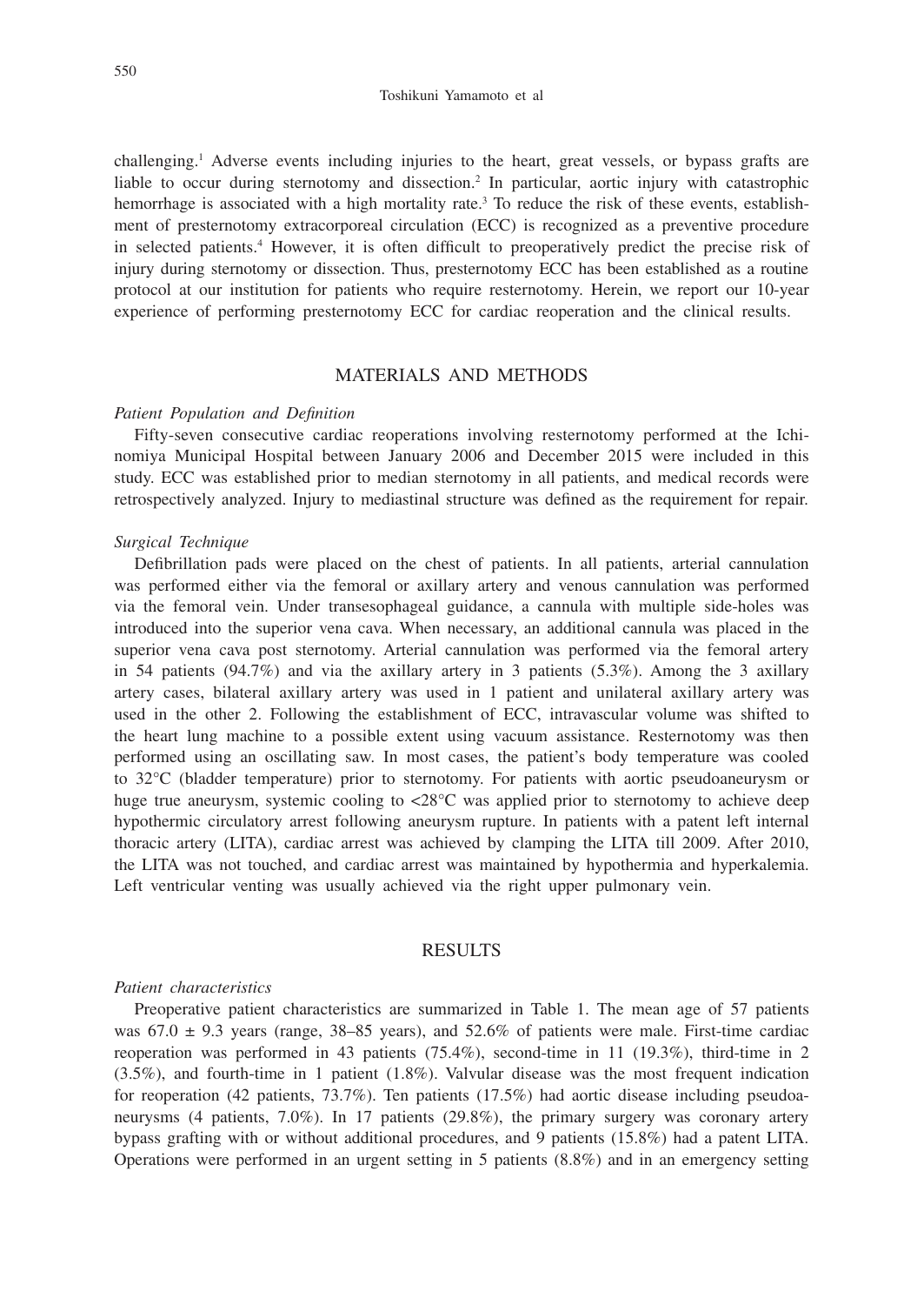challenging.[1] Adverse events including injuries to the heart, great vessels, or bypass grafts are liable to occur during sternotomy and dissection.[2] In particular, aortic injury with catastrophic hemorrhage is associated with a high mortality rate.[3] To reduce the risk of these events, establishment of presternotomy extracorporeal circulation (ECC) is recognized as a preventive procedure in selected patients.[4] However, it is often difficult to preoperatively predict the precise risk of injury during sternotomy or dissection. Thus, presternotomy ECC has been established as a routine protocol at our institution for patients who require resternotomy. Herein, we report our 10-year experience of performing presternotomy ECC for cardiac reoperation and the clinical results.

## MATERIALS AND METHODS

### *Patient Population and Definition*

Fifty-seven consecutive cardiac reoperations involving resternotomy performed at the Ichinomiya Municipal Hospital between January 2006 and December 2015 were included in this study. ECC was established prior to median sternotomy in all patients, and medical records were retrospectively analyzed. Injury to mediastinal structure was defined as the requirement for repair.

### *Surgical Technique*

Defibrillation pads were placed on the chest of patients. In all patients, arterial cannulation was performed either via the femoral or axillary artery and venous cannulation was performed via the femoral vein. Under transesophageal guidance, a cannula with multiple side-holes was introduced into the superior vena cava. When necessary, an additional cannula was placed in the superior vena cava post sternotomy. Arterial cannulation was performed via the femoral artery in 54 patients (94.7%) and via the axillary artery in 3 patients (5.3%). Among the 3 axillary artery cases, bilateral axillary artery was used in 1 patient and unilateral axillary artery was used in the other 2. Following the establishment of ECC, intravascular volume was shifted to the heart lung machine to a possible extent using vacuum assistance. Resternotomy was then performed using an oscillating saw. In most cases, the patient's body temperature was cooled to 32°C (bladder temperature) prior to sternotomy. For patients with aortic pseudoaneurysm or huge true aneurysm, systemic cooling to <28°C was applied prior to sternotomy to achieve deep hypothermic circulatory arrest following aneurysm rupture. In patients with a patent left internal thoracic artery (LITA), cardiac arrest was achieved by clamping the LITA till 2009. After 2010, the LITA was not touched, and cardiac arrest was maintained by hypothermia and hyperkalemia. Left ventricular venting was usually achieved via the right upper pulmonary vein.

## RESULTS

### *Patient characteristics*

Preoperative patient characteristics are summarized in Table 1. The mean age of 57 patients was $67.0 \pm 9.3$ years (range, 38–85 years), and 52.6% of patients were male. First-time cardiac reoperation was performed in 43 patients (75.4%), second-time in 11 (19.3%), third-time in 2 (3.5%), and fourth-time in 1 patient (1.8%). Valvular disease was the most frequent indication for reoperation (42 patients, 73.7%). Ten patients (17.5%) had aortic disease including pseudoaneurysms (4 patients, 7.0%). In 17 patients (29.8%), the primary surgery was coronary artery bypass grafting with or without additional procedures, and 9 patients (15.8%) had a patent LITA. Operations were performed in an urgent setting in 5 patients (8.8%) and in an emergency setting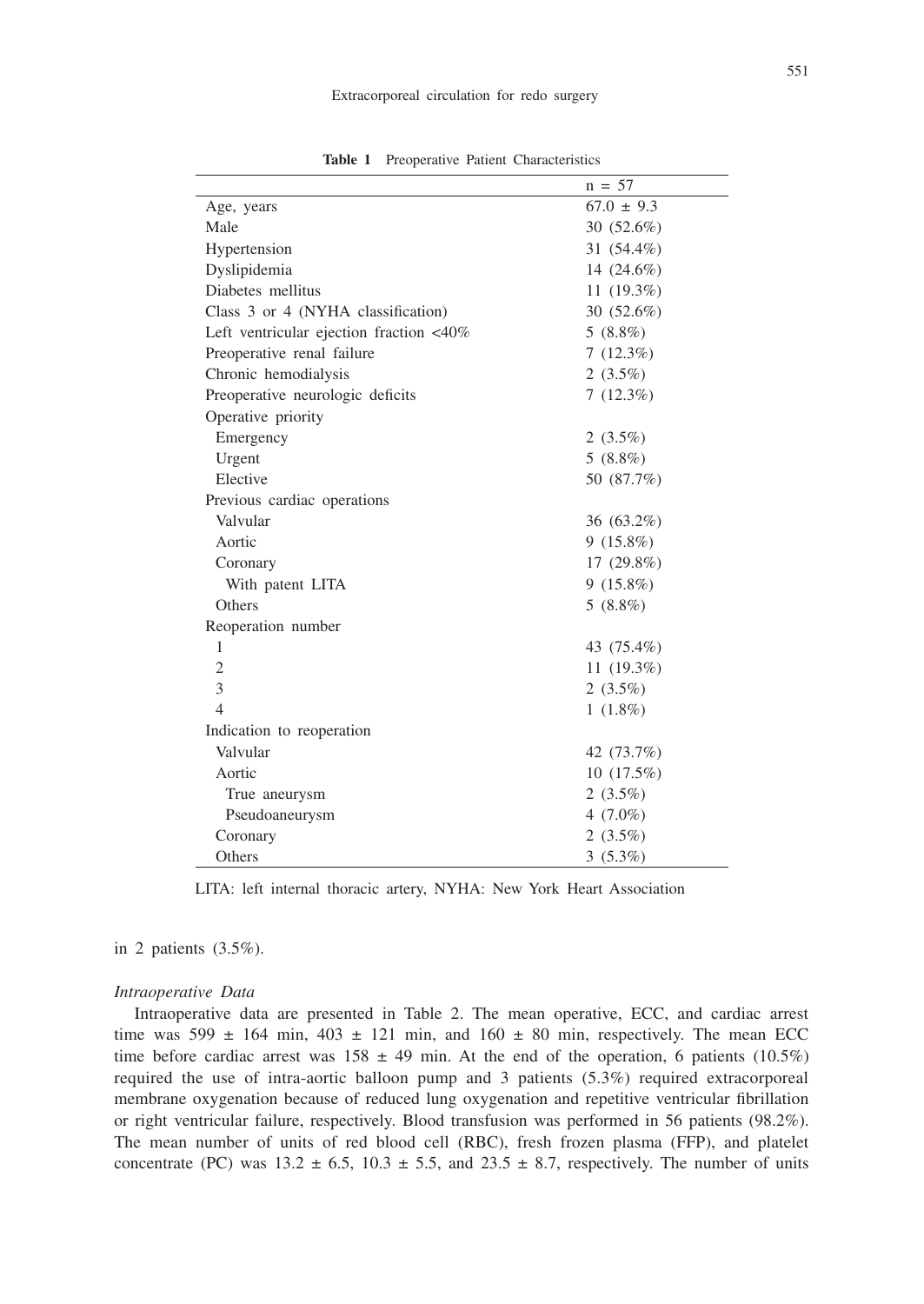**Table 1** Preoperative Patient Characteristics

| | n = 57 |
|---|---|
| Age, years | 67.0 ± 9.3 |
| Male | 30 (52.6%) |
| Hypertension | 31 (54.4%) |
| Dyslipidemia | 14 (24.6%) |
| Diabetes mellitus | 11 (19.3%) |
| Class 3 or 4 (NYHA classification) | 30 (52.6%) |
| Left ventricular ejection fraction <40% | 5 (8.8%) |
| Preoperative renal failure | 7 (12.3%) |
| Chronic hemodialysis | 2 (3.5%) |
| Preoperative neurologic deficits | 7 (12.3%) |
| Operative priority | |
| Emergency | 2 (3.5%) |
| Urgent | 5 (8.8%) |
| Elective | 50 (87.7%) |
| Previous cardiac operations | |
| Valvular | 36 (63.2%) |
| Aortic | 9 (15.8%) |
| Coronary | 17 (29.8%) |
| With patent LITA | 9 (15.8%) |
| Others | 5 (8.8%) |
| Reoperation number | |
| 1 | 43 (75.4%) |
| 2 | 11 (19.3%) |
| 3 | 2 (3.5%) |
| 4 | 1 (1.8%) |
| Indication to reoperation | |
| Valvular | 42 (73.7%) |
| Aortic | 10 (17.5%) |
| True aneurysm | 2 (3.5%) |
| Pseudoaneurysm | 4 (7.0%) |
| Coronary | 2 (3.5%) |
| Others | 3 (5.3%) |

LITA: left internal thoracic artery, NYHA: New York Heart Association

in 2 patients (3.5%).

*Intraoperative Data*

Intraoperative data are presented in Table 2. The mean operative, ECC, and cardiac arrest time was 599 ± 164 min, 403 ± 121 min, and 160 ± 80 min, respectively. The mean ECC time before cardiac arrest was 158 ± 49 min. At the end of the operation, 6 patients (10.5%) required the use of intra-aortic balloon pump and 3 patients (5.3%) required extracorporeal membrane oxygenation because of reduced lung oxygenation and repetitive ventricular fibrillation or right ventricular failure, respectively. Blood transfusion was performed in 56 patients (98.2%). The mean number of units of red blood cell (RBC), fresh frozen plasma (FFP), and platelet concentrate (PC) was 13.2 ± 6.5, 10.3 ± 5.5, and 23.5 ± 8.7, respectively. The number of units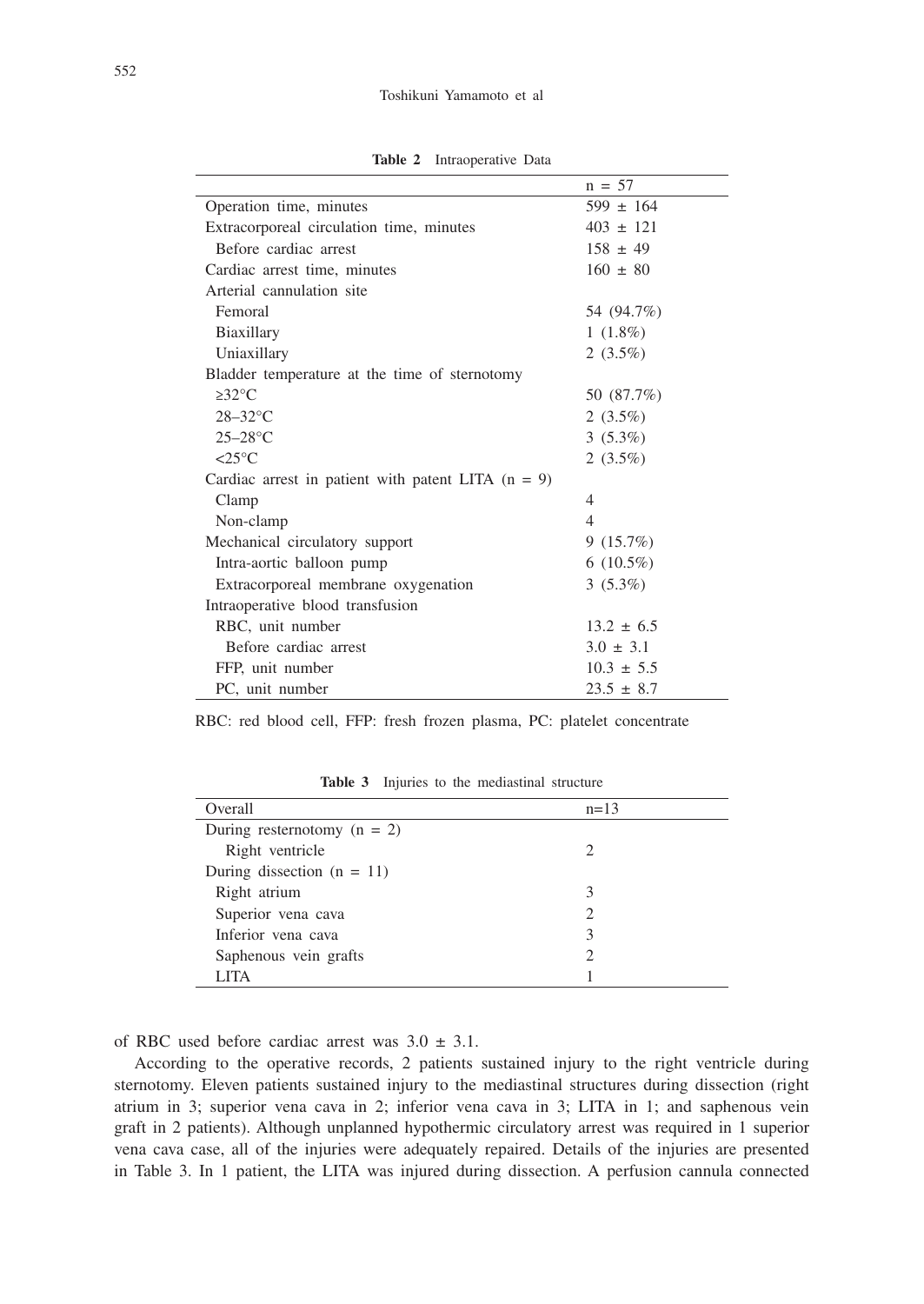**Table 2** Intraoperative Data

| | n = 57 |
|---|---|
| Operation time, minutes | 599 ± 164 |
| Extracorporeal circulation time, minutes | 403 ± 121 |
| Before cardiac arrest | 158 ± 49 |
| Cardiac arrest time, minutes | 160 ± 80 |
| Arterial cannulation site | |
| Femoral | 54 (94.7%) |
| Biaxillary | 1 (1.8%) |
| Uniaxillary | 2 (3.5%) |
| Bladder temperature at the time of sternotomy | |
| ≥32°C | 50 (87.7%) |
| 28–32°C | 2 (3.5%) |
| 25–28°C | 3 (5.3%) |
| <25°C | 2 (3.5%) |
| Cardiac arrest in patient with patent LITA (n = 9) | |
| Clamp | 4 |
| Non-clamp | 4 |
| Mechanical circulatory support | 9 (15.7%) |
| Intra-aortic balloon pump | 6 (10.5%) |
| Extracorporeal membrane oxygenation | 3 (5.3%) |
| Intraoperative blood transfusion | |
| RBC, unit number | 13.2 ± 6.5 |
| Before cardiac arrest | 3.0 ± 3.1 |
| FFP, unit number | 10.3 ± 5.5 |
| PC, unit number | 23.5 ± 8.7 |

RBC: red blood cell, FFP: fresh frozen plasma, PC: platelet concentrate

**Table 3** Injuries to the mediastinal structure

| Overall | n=13 |
|---|---|
| During resternotomy (n = 2) | |
| Right ventricle | 2 |
| During dissection (n = 11) | |
| Right atrium | 3 |
| Superior vena cava | 2 |
| Inferior vena cava | 3 |
| Saphenous vein grafts | 2 |
| LITA | 1 |

of RBC used before cardiac arrest was 3.0 ± 3.1.

According to the operative records, 2 patients sustained injury to the right ventricle during sternotomy. Eleven patients sustained injury to the mediastinal structures during dissection (right atrium in 3; superior vena cava in 2; inferior vena cava in 3; LITA in 1; and saphenous vein graft in 2 patients). Although unplanned hypothermic circulatory arrest was required in 1 superior vena cava case, all of the injuries were adequately repaired. Details of the injuries are presented in Table 3. In 1 patient, the LITA was injured during dissection. A perfusion cannula connected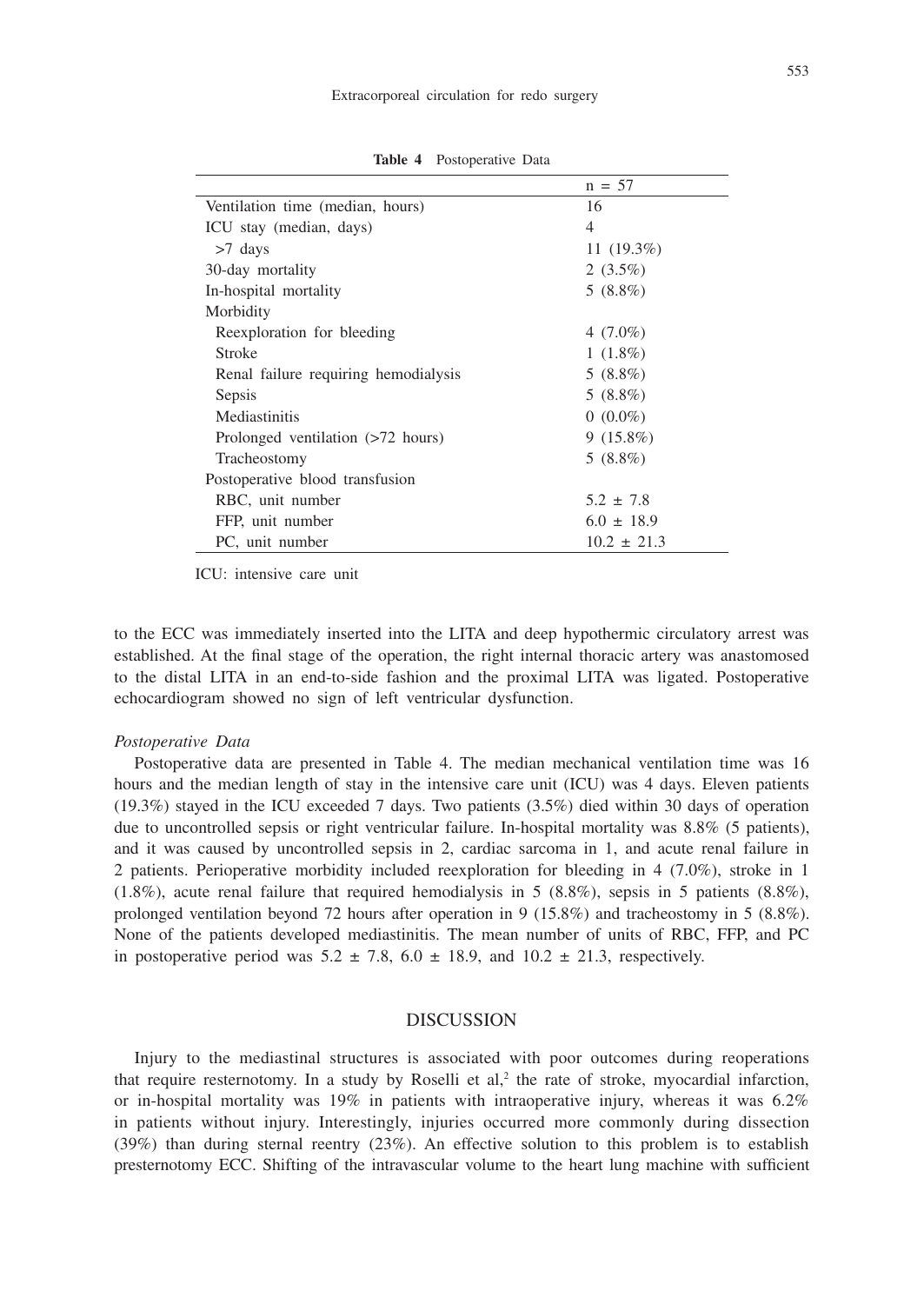**Table 4** Postoperative Data

| | n = 57 |
|---|---|
| Ventilation time (median, hours) | 16 |
| ICU stay (median, days) | 4 |
| >7 days | 11 (19.3%) |
| 30-day mortality | 2 (3.5%) |
| In-hospital mortality | 5 (8.8%) |
| Morbidity | |
| Reexploration for bleeding | 4 (7.0%) |
| Stroke | 1 (1.8%) |
| Renal failure requiring hemodialysis | 5 (8.8%) |
| Sepsis | 5 (8.8%) |
| Mediastinitis | 0 (0.0%) |
| Prolonged ventilation (>72 hours) | 9 (15.8%) |
| Tracheostomy | 5 (8.8%) |
| Postoperative blood transfusion | |
| RBC, unit number | 5.2 ± 7.8 |
| FFP, unit number | 6.0 ± 18.9 |
| PC, unit number | 10.2 ± 21.3 |

ICU: intensive care unit

to the ECC was immediately inserted into the LITA and deep hypothermic circulatory arrest was established. At the final stage of the operation, the right internal thoracic artery was anastomosed to the distal LITA in an end-to-side fashion and the proximal LITA was ligated. Postoperative echocardiogram showed no sign of left ventricular dysfunction.

*Postoperative Data*

Postoperative data are presented in Table 4. The median mechanical ventilation time was 16 hours and the median length of stay in the intensive care unit (ICU) was 4 days. Eleven patients (19.3%) stayed in the ICU exceeded 7 days. Two patients (3.5%) died within 30 days of operation due to uncontrolled sepsis or right ventricular failure. In-hospital mortality was 8.8% (5 patients), and it was caused by uncontrolled sepsis in 2, cardiac sarcoma in 1, and acute renal failure in 2 patients. Perioperative morbidity included reexploration for bleeding in 4 (7.0%), stroke in 1 (1.8%), acute renal failure that required hemodialysis in 5 (8.8%), sepsis in 5 patients (8.8%), prolonged ventilation beyond 72 hours after operation in 9 (15.8%) and tracheostomy in 5 (8.8%). None of the patients developed mediastinitis. The mean number of units of RBC, FFP, and PC in postoperative period was 5.2 ± 7.8, 6.0 ± 18.9, and 10.2 ± 21.3, respectively.

## DISCUSSION

Injury to the mediastinal structures is associated with poor outcomes during reoperations that require resternotomy. In a study by Roselli et al,[2] the rate of stroke, myocardial infarction, or in-hospital mortality was 19% in patients with intraoperative injury, whereas it was 6.2% in patients without injury. Interestingly, injuries occurred more commonly during dissection (39%) than during sternal reentry (23%). An effective solution to this problem is to establish presternotomy ECC. Shifting of the intravascular volume to the heart lung machine with sufficient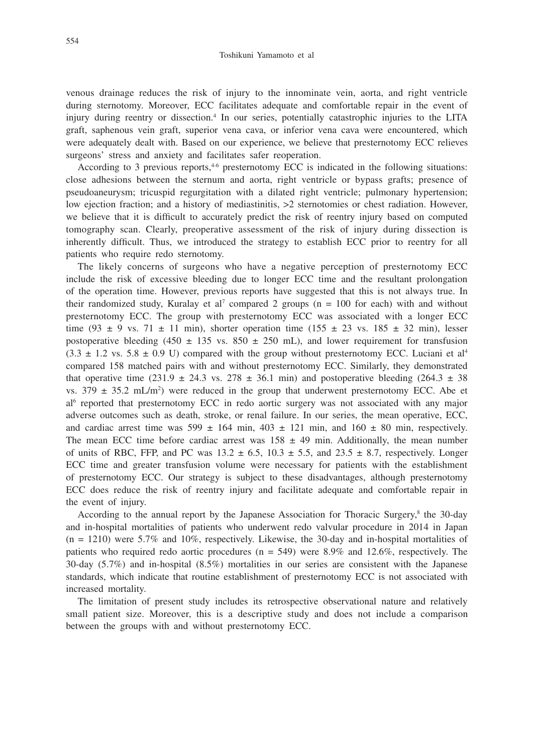venous drainage reduces the risk of injury to the innominate vein, aorta, and right ventricle during sternotomy. Moreover, ECC facilitates adequate and comfortable repair in the event of injury during reentry or dissection.[4] In our series, potentially catastrophic injuries to the LITA graft, saphenous vein graft, superior vena cava, or inferior vena cava were encountered, which were adequately dealt with. Based on our experience, we believe that presternotomy ECC relieves surgeons' stress and anxiety and facilitates safer reoperation.

According to 3 previous reports,[4-6] presternotomy ECC is indicated in the following situations: close adhesions between the sternum and aorta, right ventricle or bypass grafts; presence of pseudoaneurysm; tricuspid regurgitation with a dilated right ventricle; pulmonary hypertension; low ejection fraction; and a history of mediastinitis, >2 sternotomies or chest radiation. However, we believe that it is difficult to accurately predict the risk of reentry injury based on computed tomography scan. Clearly, preoperative assessment of the risk of injury during dissection is inherently difficult. Thus, we introduced the strategy to establish ECC prior to reentry for all patients who require redo sternotomy.

The likely concerns of surgeons who have a negative perception of presternotomy ECC include the risk of excessive bleeding due to longer ECC time and the resultant prolongation of the operation time. However, previous reports have suggested that this is not always true. In their randomized study, Kuralay et al[7] compared 2 groups (n = 100 for each) with and without presternotomy ECC. The group with presternotomy ECC was associated with a longer ECC time (93 ± 9 vs. 71 ± 11 min), shorter operation time (155 ± 23 vs. 185 ± 32 min), lesser postoperative bleeding (450 ± 135 vs. 850 ± 250 mL), and lower requirement for transfusion (3.3 ± 1.2 vs. 5.8 ± 0.9 U) compared with the group without presternotomy ECC. Luciani et al[4] compared 158 matched pairs with and without presternotomy ECC. Similarly, they demonstrated that operative time (231.9 ± 24.3 vs. 278 ± 36.1 min) and postoperative bleeding (264.3 ± 38 vs. 379 ± 35.2 mL/m$^2$) were reduced in the group that underwent presternotomy ECC. Abe et al[6] reported that presternotomy ECC in redo aortic surgery was not associated with any major adverse outcomes such as death, stroke, or renal failure. In our series, the mean operative, ECC, and cardiac arrest time was 599 ± 164 min, 403 ± 121 min, and 160 ± 80 min, respectively. The mean ECC time before cardiac arrest was 158 ± 49 min. Additionally, the mean number of units of RBC, FFP, and PC was 13.2 ± 6.5, 10.3 ± 5.5, and 23.5 ± 8.7, respectively. Longer ECC time and greater transfusion volume were necessary for patients with the establishment of presternotomy ECC. Our strategy is subject to these disadvantages, although presternotomy ECC does reduce the risk of reentry injury and facilitate adequate and comfortable repair in the event of injury.

According to the annual report by the Japanese Association for Thoracic Surgery,[8] the 30-day and in-hospital mortalities of patients who underwent redo valvular procedure in 2014 in Japan (n = 1210) were 5.7% and 10%, respectively. Likewise, the 30-day and in-hospital mortalities of patients who required redo aortic procedures (n = 549) were 8.9% and 12.6%, respectively. The 30-day (5.7%) and in-hospital (8.5%) mortalities in our series are consistent with the Japanese standards, which indicate that routine establishment of presternotomy ECC is not associated with increased mortality.

The limitation of present study includes its retrospective observational nature and relatively small patient size. Moreover, this is a descriptive study and does not include a comparison between the groups with and without presternotomy ECC.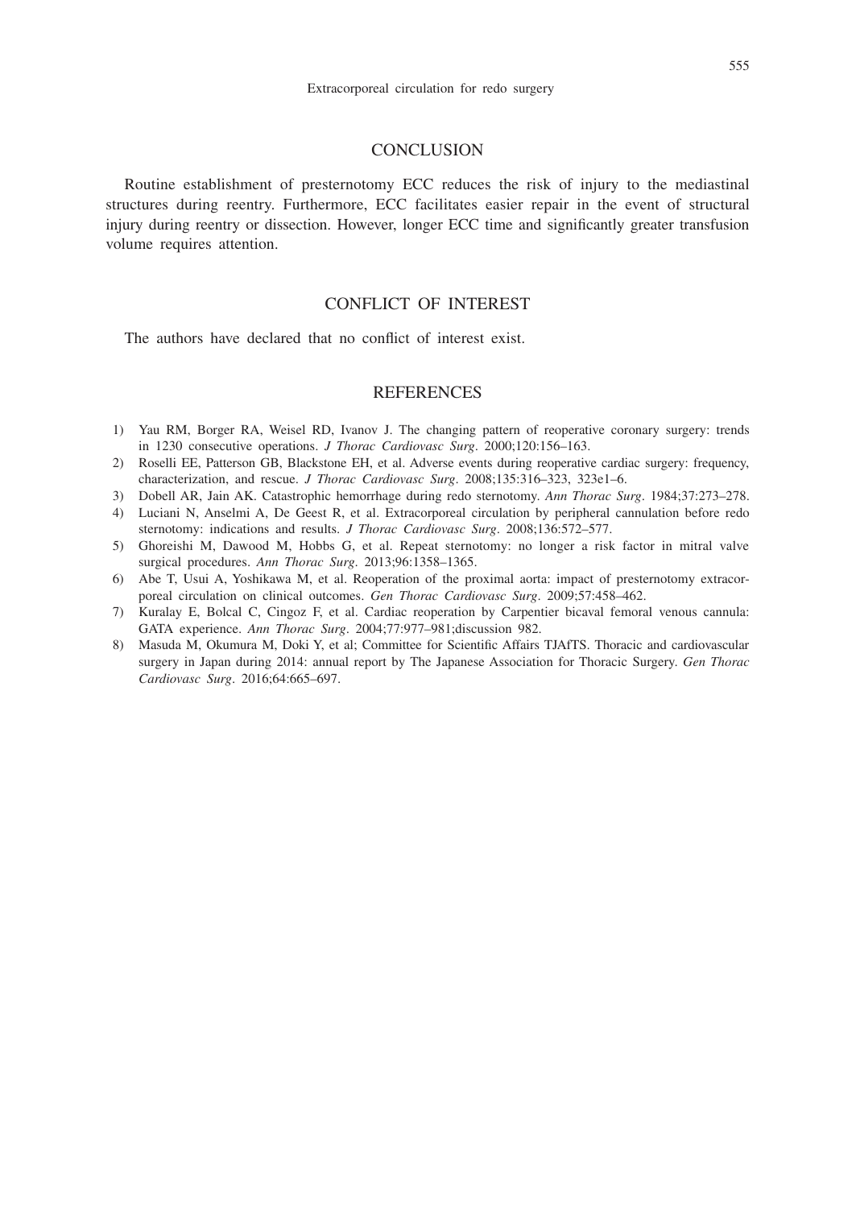## CONCLUSION

Routine establishment of presternotomy ECC reduces the risk of injury to the mediastinal structures during reentry. Furthermore, ECC facilitates easier repair in the event of structural injury during reentry or dissection. However, longer ECC time and significantly greater transfusion volume requires attention.

## CONFLICT OF INTEREST

The authors have declared that no conflict of interest exist.

## REFERENCES

1) Yau RM, Borger RA, Weisel RD, Ivanov J. The changing pattern of reoperative coronary surgery: trends in 1230 consecutive operations. *J Thorac Cardiovasc Surg*. 2000;120:156–163.
2) Roselli EE, Patterson GB, Blackstone EH, et al. Adverse events during reoperative cardiac surgery: frequency, characterization, and rescue. *J Thorac Cardiovasc Surg*. 2008;135:316–323, 323e1–6.
3) Dobell AR, Jain AK. Catastrophic hemorrhage during redo sternotomy. *Ann Thorac Surg*. 1984;37:273–278.
4) Luciani N, Anselmi A, De Geest R, et al. Extracorporeal circulation by peripheral cannulation before redo sternotomy: indications and results. *J Thorac Cardiovasc Surg*. 2008;136:572–577.
5) Ghoreishi M, Dawood M, Hobbs G, et al. Repeat sternotomy: no longer a risk factor in mitral valve surgical procedures. *Ann Thorac Surg*. 2013;96:1358–1365.
6) Abe T, Usui A, Yoshikawa M, et al. Reoperation of the proximal aorta: impact of presternotomy extracorporeal circulation on clinical outcomes. *Gen Thorac Cardiovasc Surg*. 2009;57:458–462.
7) Kuralay E, Bolcal C, Cingoz F, et al. Cardiac reoperation by Carpentier bicaval femoral venous cannula: GATA experience. *Ann Thorac Surg*. 2004;77:977–981;discussion 982.
8) Masuda M, Okumura M, Doki Y, et al; Committee for Scientific Affairs TJAfTS. Thoracic and cardiovascular surgery in Japan during 2014: annual report by The Japanese Association for Thoracic Surgery. *Gen Thorac Cardiovasc Surg*. 2016;64:665–697.